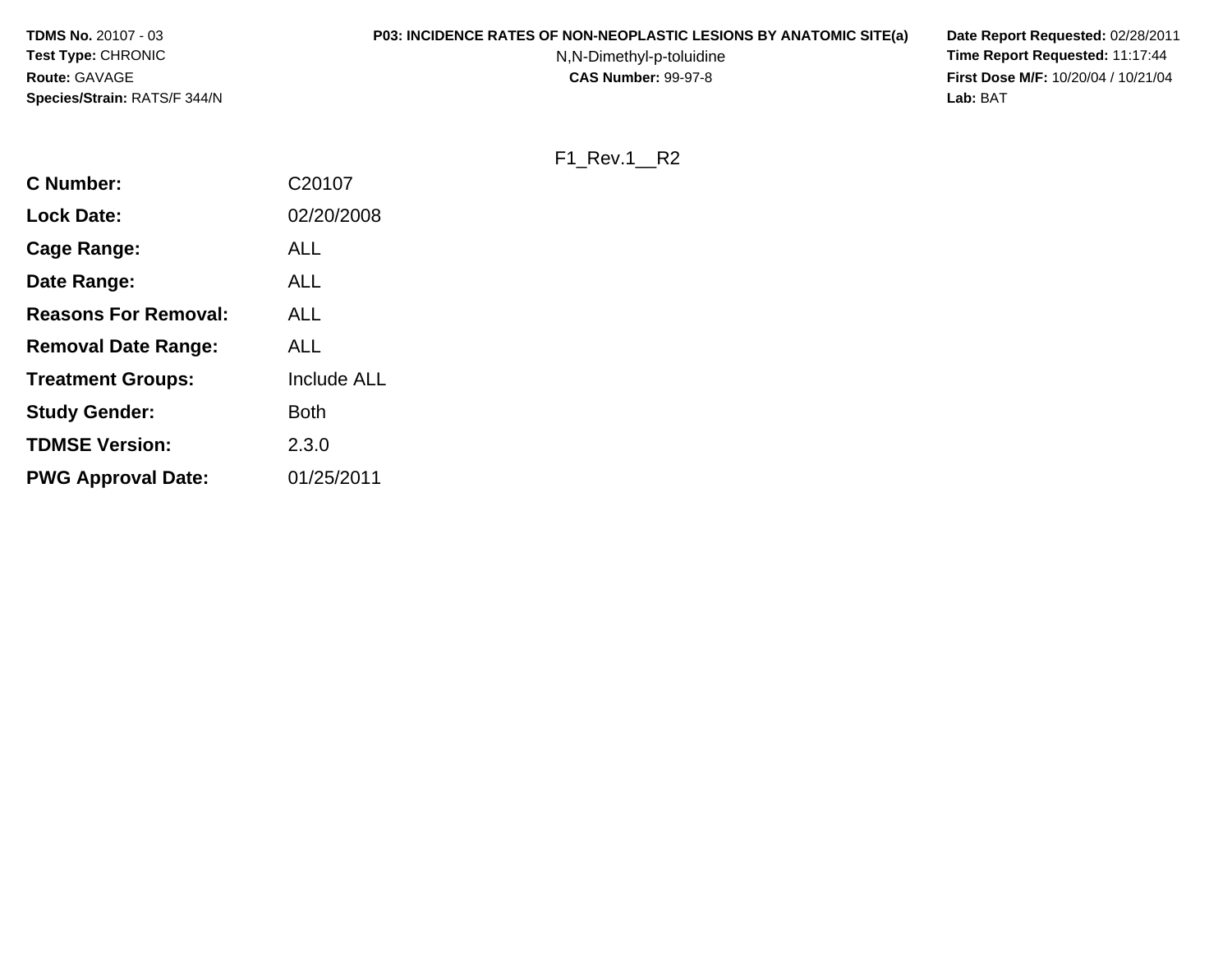**TDMS No.** 20107 - 03
**Test Type:** CHRONIC
**Route:** GAVAGE
**Species/Strain:** RATS/F 344/N

**P03: INCIDENCE RATES OF NON-NEOPLASTIC LESIONS BY ANATOMIC SITE(a)**
N,N-Dimethyl-p-toluidine
**CAS Number:** 99-97-8

**Date Report Requested:** 02/28/2011
**Time Report Requested:** 11:17:44
**First Dose M/F:** 10/20/04 / 10/21/04
**Lab:** BAT

F1_Rev.1__R2

| | |
|---|---|
| **C Number:** | C20107 |
| **Lock Date:** | 02/20/2008 |
| **Cage Range:** | ALL |
| **Date Range:** | ALL |
| **Reasons For Removal:** | ALL |
| **Removal Date Range:** | ALL |
| **Treatment Groups:** | Include ALL |
| **Study Gender:** | Both |
| **TDMSE Version:** | 2.3.0 |
| **PWG Approval Date:** | 01/25/2011 |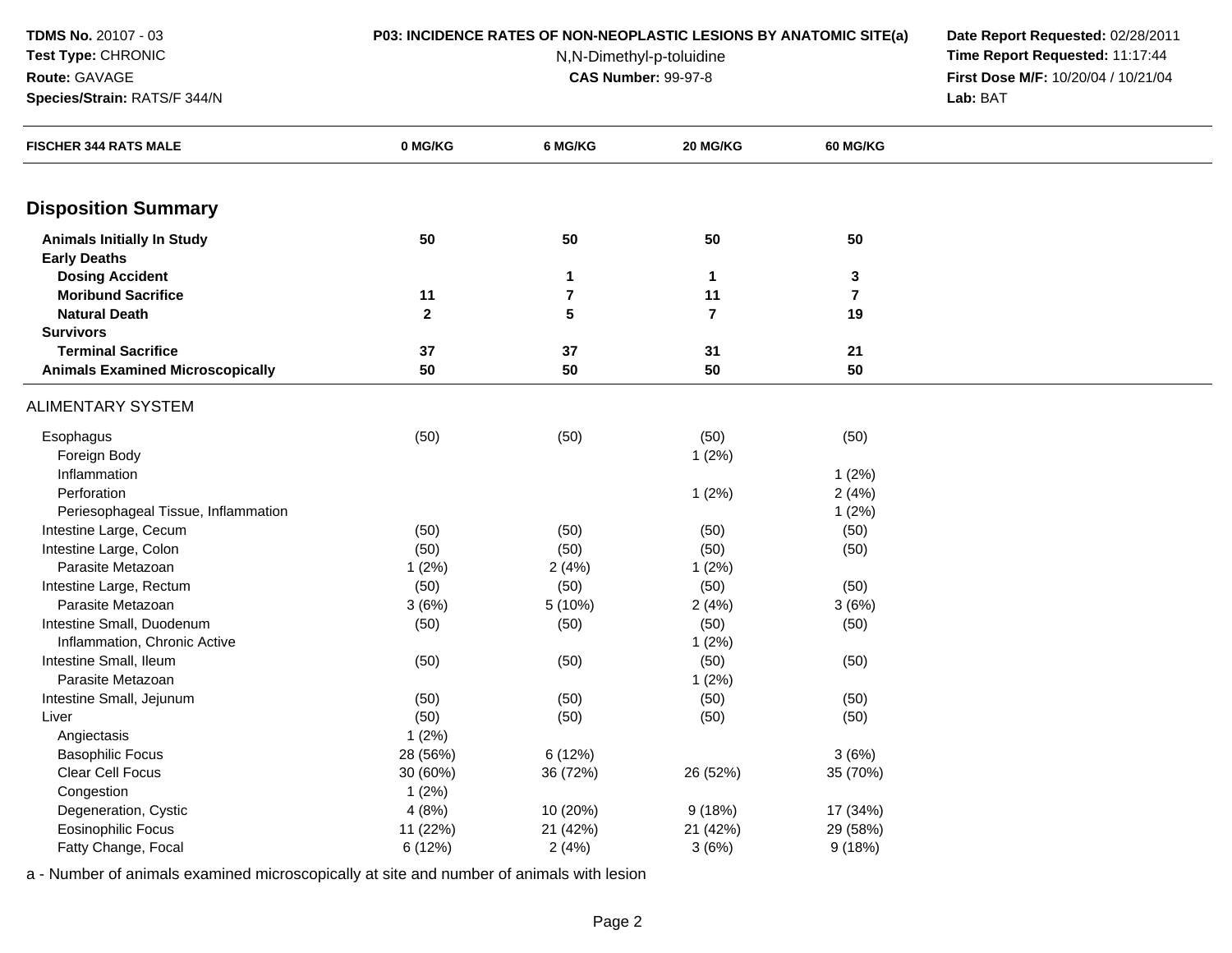**TDMS No.** 20107 - 03
**Test Type:** CHRONIC
**Route:** GAVAGE
**Species/Strain:** RATS/F 344/N

**P03: INCIDENCE RATES OF NON-NEOPLASTIC LESIONS BY ANATOMIC SITE(a)**
N,N-Dimethyl-p-toluidine
**CAS Number:** 99-97-8

**Date Report Requested:** 02/28/2011
**Time Report Requested:** 11:17:44
**First Dose M/F:** 10/20/04 / 10/21/04
**Lab:** BAT

| FISCHER 344 RATS MALE | 0 MG/KG | 6 MG/KG | 20 MG/KG | 60 MG/KG |
|---|---|---|---|---|
| **Disposition Summary** | | | | |
| **Animals Initially In Study** | **50** | **50** | **50** | **50** |
| **Early Deaths** | | | | |
| **Dosing Accident** | | **1** | **1** | **3** |
| **Moribund Sacrifice** | **11** | **7** | **11** | **7** |
| **Natural Death** | **2** | **5** | **7** | **19** |
| **Survivors** | | | | |
| **Terminal Sacrifice** | **37** | **37** | **31** | **21** |
| **Animals Examined Microscopically** | **50** | **50** | **50** | **50** |
| ALIMENTARY SYSTEM | | | | |
| Esophagus | (50) | (50) | (50) | (50) |
| Foreign Body | | | 1 (2%) | |
| Inflammation | | | | 1 (2%) |
| Perforation | | | 1 (2%) | 2 (4%) |
| Periesophageal Tissue, Inflammation | | | | 1 (2%) |
| Intestine Large, Cecum | (50) | (50) | (50) | (50) |
| Intestine Large, Colon | (50) | (50) | (50) | (50) |
| Parasite Metazoan | 1 (2%) | 2 (4%) | 1 (2%) | |
| Intestine Large, Rectum | (50) | (50) | (50) | (50) |
| Parasite Metazoan | 3 (6%) | 5 (10%) | 2 (4%) | 3 (6%) |
| Intestine Small, Duodenum | (50) | (50) | (50) | (50) |
| Inflammation, Chronic Active | | | 1 (2%) | |
| Intestine Small, Ileum | (50) | (50) | (50) | (50) |
| Parasite Metazoan | | | 1 (2%) | |
| Intestine Small, Jejunum | (50) | (50) | (50) | (50) |
| Liver | (50) | (50) | (50) | (50) |
| Angiectasis | 1 (2%) | | | |
| Basophilic Focus | 28 (56%) | 6 (12%) | | 3 (6%) |
| Clear Cell Focus | 30 (60%) | 36 (72%) | 26 (52%) | 35 (70%) |
| Congestion | 1 (2%) | | | |
| Degeneration, Cystic | 4 (8%) | 10 (20%) | 9 (18%) | 17 (34%) |
| Eosinophilic Focus | 11 (22%) | 21 (42%) | 21 (42%) | 29 (58%) |
| Fatty Change, Focal | 6 (12%) | 2 (4%) | 3 (6%) | 9 (18%) |

a - Number of animals examined microscopically at site and number of animals with lesion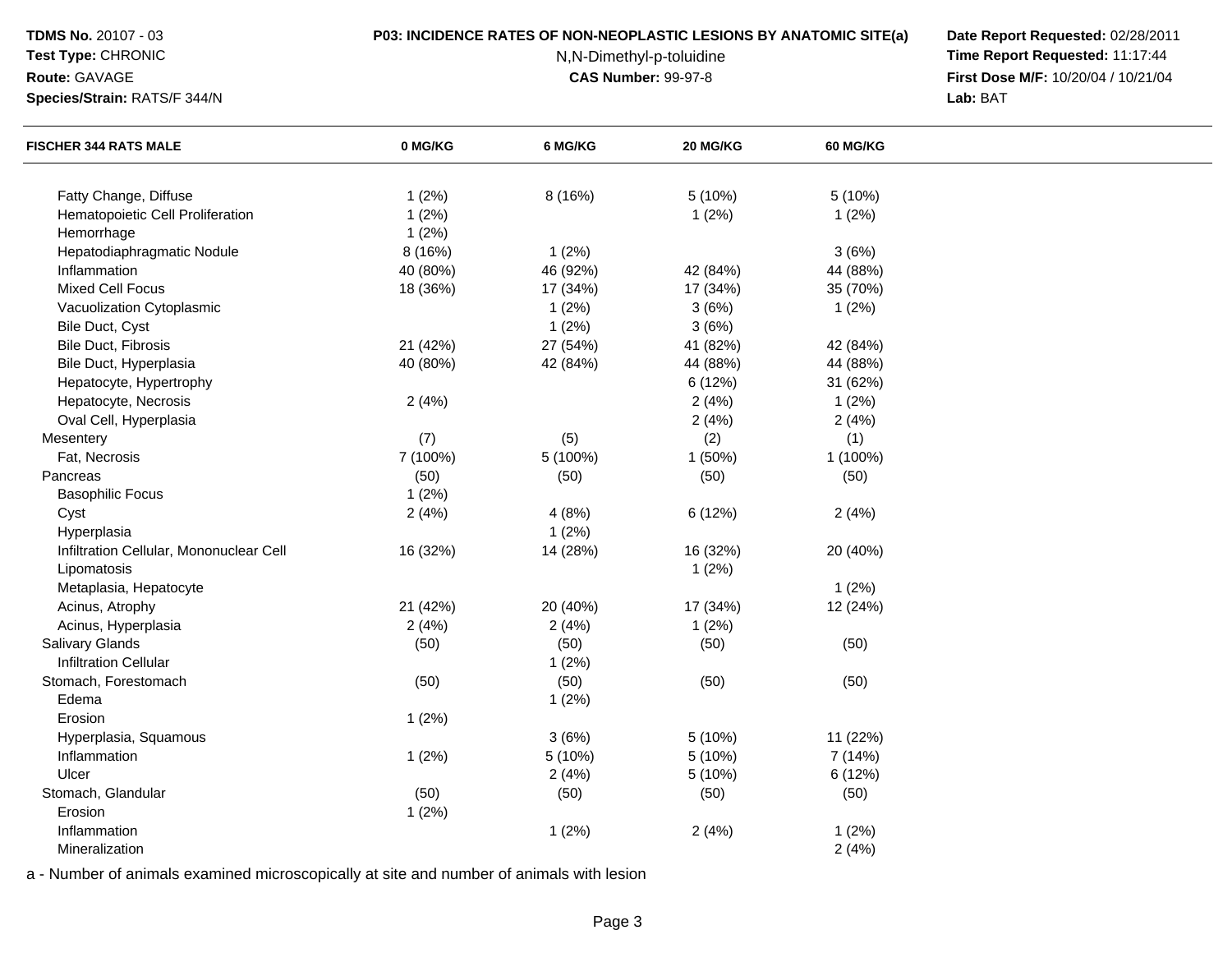**TDMS No.** 20107 - 03
**Test Type:** CHRONIC
**Route:** GAVAGE
**Species/Strain:** RATS/F 344/N

**P03: INCIDENCE RATES OF NON-NEOPLASTIC LESIONS BY ANATOMIC SITE(a)**
N,N-Dimethyl-p-toluidine
**CAS Number:** 99-97-8

**Date Report Requested:** 02/28/2011
**Time Report Requested:** 11:17:44
**First Dose M/F:** 10/20/04 / 10/21/04
**Lab:** BAT

| FISCHER 344 RATS MALE | 0 MG/KG | 6 MG/KG | 20 MG/KG | 60 MG/KG |
|---|---|---|---|---|
| Fatty Change, Diffuse | 1 (2%) | 8 (16%) | 5 (10%) | 5 (10%) |
| Hematopoietic Cell Proliferation | 1 (2%) | | 1 (2%) | 1 (2%) |
| Hemorrhage | 1 (2%) | | | |
| Hepatodiaphragmatic Nodule | 8 (16%) | 1 (2%) | | 3 (6%) |
| Inflammation | 40 (80%) | 46 (92%) | 42 (84%) | 44 (88%) |
| Mixed Cell Focus | 18 (36%) | 17 (34%) | 17 (34%) | 35 (70%) |
| Vacuolization Cytoplasmic | | 1 (2%) | 3 (6%) | 1 (2%) |
| Bile Duct, Cyst | | 1 (2%) | 3 (6%) | |
| Bile Duct, Fibrosis | 21 (42%) | 27 (54%) | 41 (82%) | 42 (84%) |
| Bile Duct, Hyperplasia | 40 (80%) | 42 (84%) | 44 (88%) | 44 (88%) |
| Hepatocyte, Hypertrophy | | | 6 (12%) | 31 (62%) |
| Hepatocyte, Necrosis | 2 (4%) | | 2 (4%) | 1 (2%) |
| Oval Cell, Hyperplasia | | | 2 (4%) | 2 (4%) |
| Mesentery | (7) | (5) | (2) | (1) |
| Fat, Necrosis | 7 (100%) | 5 (100%) | 1 (50%) | 1 (100%) |
| Pancreas | (50) | (50) | (50) | (50) |
| Basophilic Focus | 1 (2%) | | | |
| Cyst | 2 (4%) | 4 (8%) | 6 (12%) | 2 (4%) |
| Hyperplasia | | 1 (2%) | | |
| Infiltration Cellular, Mononuclear Cell | 16 (32%) | 14 (28%) | 16 (32%) | 20 (40%) |
| Lipomatosis | | | 1 (2%) | |
| Metaplasia, Hepatocyte | | | | 1 (2%) |
| Acinus, Atrophy | 21 (42%) | 20 (40%) | 17 (34%) | 12 (24%) |
| Acinus, Hyperplasia | 2 (4%) | 2 (4%) | 1 (2%) | |
| Salivary Glands | (50) | (50) | (50) | (50) |
| Infiltration Cellular | | 1 (2%) | | |
| Stomach, Forestomach | (50) | (50) | (50) | (50) |
| Edema | | 1 (2%) | | |
| Erosion | 1 (2%) | | | |
| Hyperplasia, Squamous | | 3 (6%) | 5 (10%) | 11 (22%) |
| Inflammation | 1 (2%) | 5 (10%) | 5 (10%) | 7 (14%) |
| Ulcer | | 2 (4%) | 5 (10%) | 6 (12%) |
| Stomach, Glandular | (50) | (50) | (50) | (50) |
| Erosion | 1 (2%) | | | |
| Inflammation | | 1 (2%) | 2 (4%) | 1 (2%) |
| Mineralization | | | | 2 (4%) |

a - Number of animals examined microscopically at site and number of animals with lesion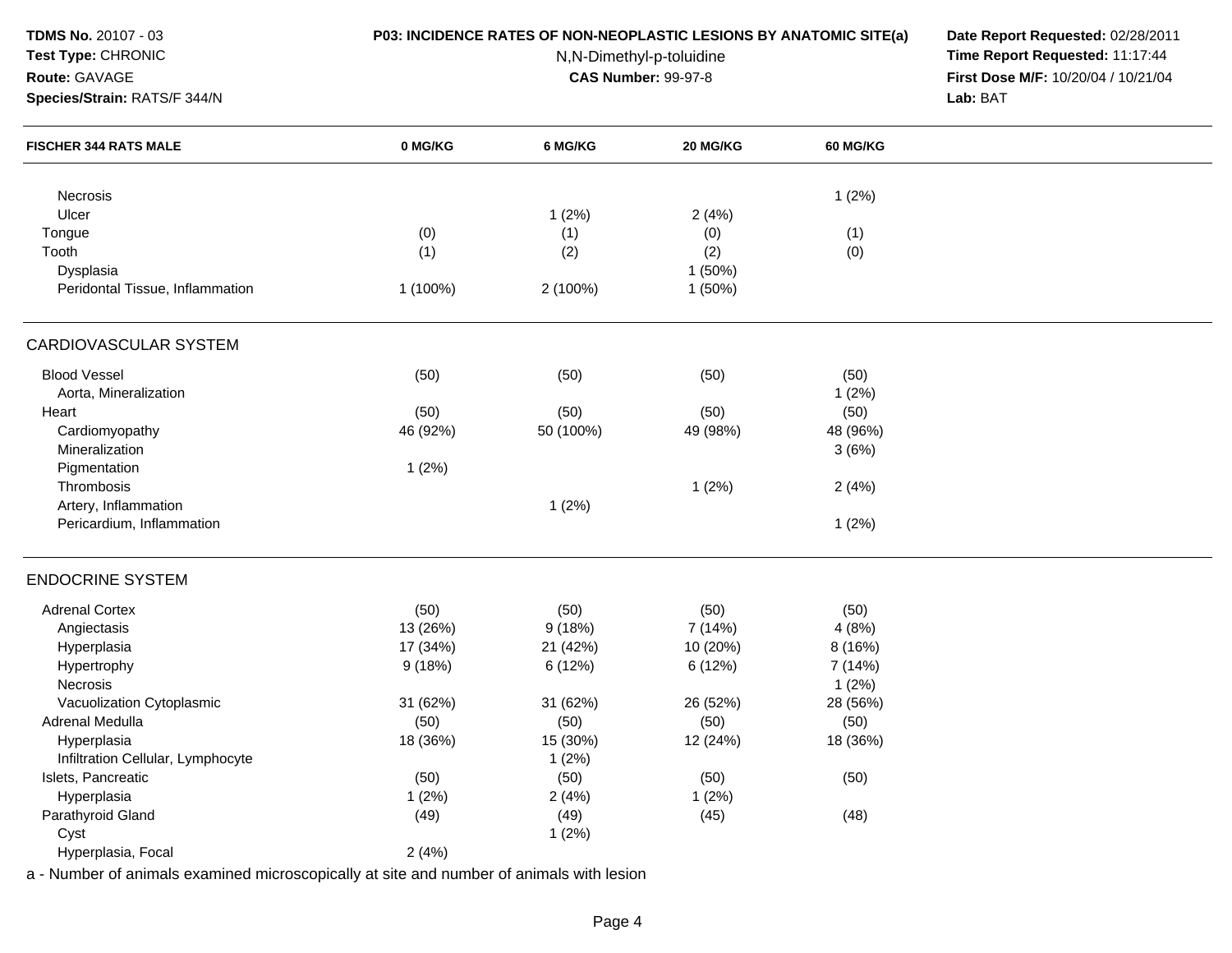**TDMS No.** 20107 - 03
**Test Type:** CHRONIC
**Route:** GAVAGE
**Species/Strain:** RATS/F 344/N

**P03: INCIDENCE RATES OF NON-NEOPLASTIC LESIONS BY ANATOMIC SITE(a)**
N,N-Dimethyl-p-toluidine
**CAS Number:** 99-97-8

**Date Report Requested:** 02/28/2011
**Time Report Requested:** 11:17:44
**First Dose M/F:** 10/20/04 / 10/21/04
**Lab:** BAT

| FISCHER 344 RATS MALE | 0 MG/KG | 6 MG/KG | 20 MG/KG | 60 MG/KG |
|---|---|---|---|---|
| Necrosis | | | | 1 (2%) |
| Ulcer | | 1 (2%) | 2 (4%) | |
| Tongue | (0) | (1) | (0) | (1) |
| Tooth | (1) | (2) | (2) | (0) |
| Dysplasia | | | 1 (50%) | |
| Peridontal Tissue, Inflammation | 1 (100%) | 2 (100%) | 1 (50%) | |
| **CARDIOVASCULAR SYSTEM** | | | | |
| Blood Vessel | (50) | (50) | (50) | (50) |
| Aorta, Mineralization | | | | 1 (2%) |
| Heart | (50) | (50) | (50) | (50) |
| Cardiomyopathy | 46 (92%) | 50 (100%) | 49 (98%) | 48 (96%) |
| Mineralization | | | | 3 (6%) |
| Pigmentation | 1 (2%) | | | |
| Thrombosis | | | 1 (2%) | 2 (4%) |
| Artery, Inflammation | | 1 (2%) | | |
| Pericardium, Inflammation | | | | 1 (2%) |
| **ENDOCRINE SYSTEM** | | | | |
| Adrenal Cortex | (50) | (50) | (50) | (50) |
| Angiectasis | 13 (26%) | 9 (18%) | 7 (14%) | 4 (8%) |
| Hyperplasia | 17 (34%) | 21 (42%) | 10 (20%) | 8 (16%) |
| Hypertrophy | 9 (18%) | 6 (12%) | 6 (12%) | 7 (14%) |
| Necrosis | | | | 1 (2%) |
| Vacuolization Cytoplasmic | 31 (62%) | 31 (62%) | 26 (52%) | 28 (56%) |
| Adrenal Medulla | (50) | (50) | (50) | (50) |
| Hyperplasia | 18 (36%) | 15 (30%) | 12 (24%) | 18 (36%) |
| Infiltration Cellular, Lymphocyte | | 1 (2%) | | |
| Islets, Pancreatic | (50) | (50) | (50) | (50) |
| Hyperplasia | 1 (2%) | 2 (4%) | 1 (2%) | |
| Parathyroid Gland | (49) | (49) | (45) | (48) |
| Cyst | | 1 (2%) | | |
| Hyperplasia, Focal | 2 (4%) | | | |

a - Number of animals examined microscopically at site and number of animals with lesion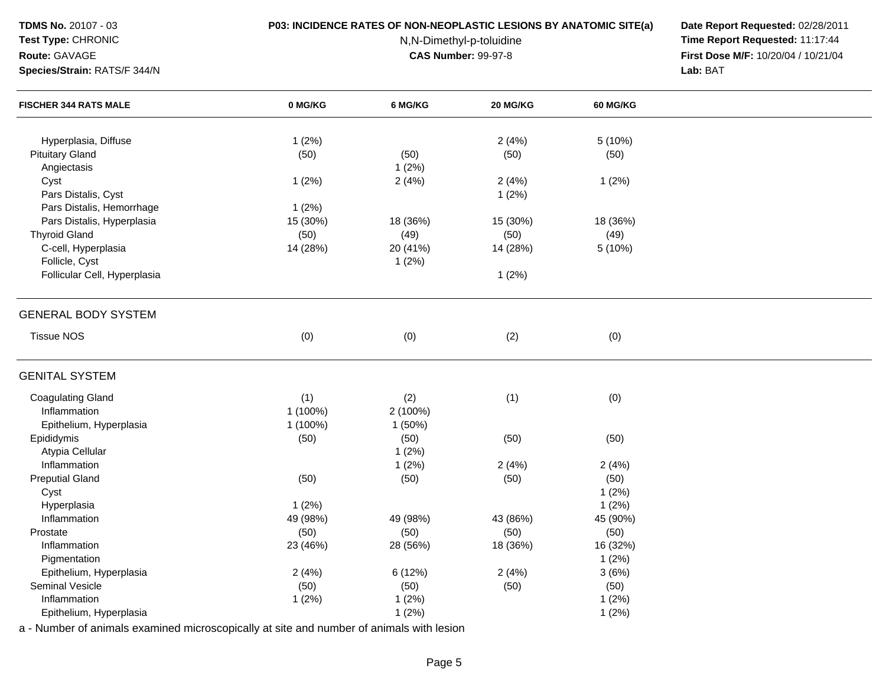**TDMS No.** 20107 - 03
**Test Type:** CHRONIC
**Route:** GAVAGE
**Species/Strain:** RATS/F 344/N

**P03: INCIDENCE RATES OF NON-NEOPLASTIC LESIONS BY ANATOMIC SITE(a)**
N,N-Dimethyl-p-toluidine
**CAS Number:** 99-97-8

**Date Report Requested:** 02/28/2011
**Time Report Requested:** 11:17:44
**First Dose M/F:** 10/20/04 / 10/21/04
**Lab:** BAT

| FISCHER 344 RATS MALE | 0 MG/KG | 6 MG/KG | 20 MG/KG | 60 MG/KG |
|---|---|---|---|---|
| Hyperplasia, Diffuse | 1 (2%) | | 2 (4%) | 5 (10%) |
| Pituitary Gland | (50) | (50) | (50) | (50) |
| Angiectasis | | 1 (2%) | | |
| Cyst | 1 (2%) | 2 (4%) | 2 (4%) | 1 (2%) |
| Pars Distalis, Cyst | | | 1 (2%) | |
| Pars Distalis, Hemorrhage | 1 (2%) | | | |
| Pars Distalis, Hyperplasia | 15 (30%) | 18 (36%) | 15 (30%) | 18 (36%) |
| Thyroid Gland | (50) | (49) | (50) | (49) |
| C-cell, Hyperplasia | 14 (28%) | 20 (41%) | 14 (28%) | 5 (10%) |
| Follicle, Cyst | | 1 (2%) | | |
| Follicular Cell, Hyperplasia | | | 1 (2%) | |
| **GENERAL BODY SYSTEM** | | | | |
| Tissue NOS | (0) | (0) | (2) | (0) |
| **GENITAL SYSTEM** | | | | |
| Coagulating Gland | (1) | (2) | (1) | (0) |
| Inflammation | 1 (100%) | 2 (100%) | | |
| Epithelium, Hyperplasia | 1 (100%) | 1 (50%) | | |
| Epididymis | (50) | (50) | (50) | (50) |
| Atypia Cellular | | 1 (2%) | | |
| Inflammation | | 1 (2%) | 2 (4%) | 2 (4%) |
| Preputial Gland | (50) | (50) | (50) | (50) |
| Cyst | | | | 1 (2%) |
| Hyperplasia | 1 (2%) | | | 1 (2%) |
| Inflammation | 49 (98%) | 49 (98%) | 43 (86%) | 45 (90%) |
| Prostate | (50) | (50) | (50) | (50) |
| Inflammation | 23 (46%) | 28 (56%) | 18 (36%) | 16 (32%) |
| Pigmentation | | | | 1 (2%) |
| Epithelium, Hyperplasia | 2 (4%) | 6 (12%) | 2 (4%) | 3 (6%) |
| Seminal Vesicle | (50) | (50) | (50) | (50) |
| Inflammation | 1 (2%) | 1 (2%) | | 1 (2%) |
| Epithelium, Hyperplasia | | 1 (2%) | | 1 (2%) |

a - Number of animals examined microscopically at site and number of animals with lesion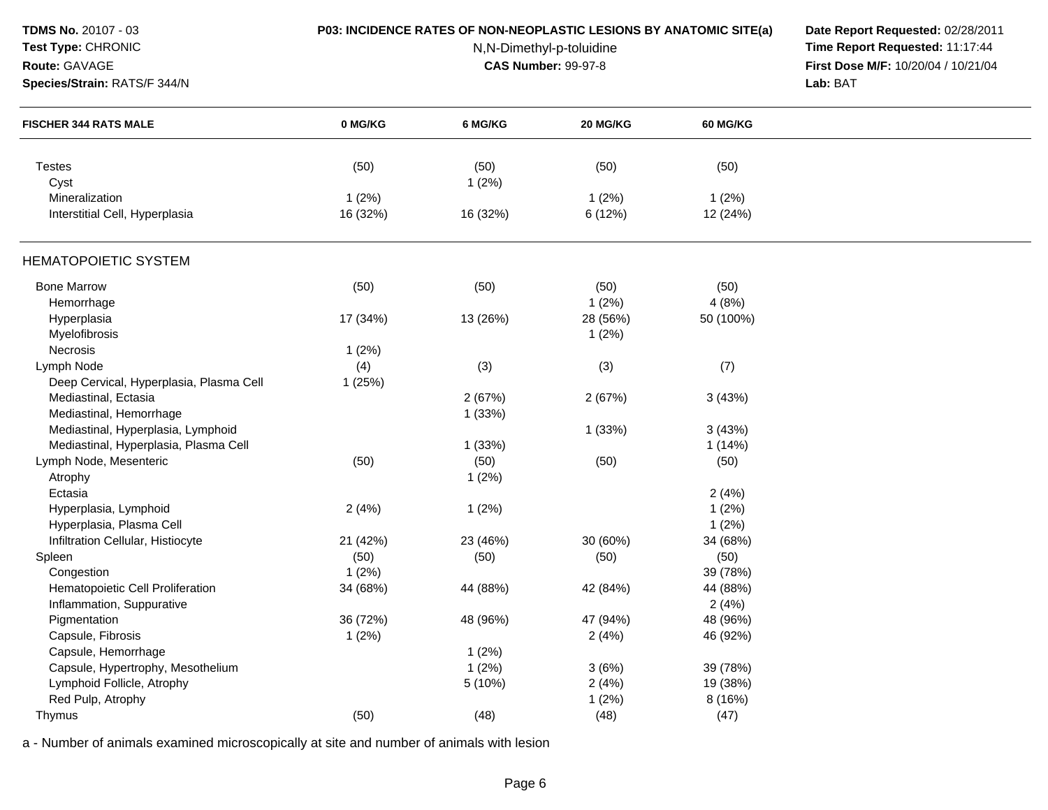**TDMS No.** 20107 - 03
**Test Type:** CHRONIC
**Route:** GAVAGE
**Species/Strain:** RATS/F 344/N

**P03: INCIDENCE RATES OF NON-NEOPLASTIC LESIONS BY ANATOMIC SITE(a)**
N,N-Dimethyl-p-toluidine
**CAS Number:** 99-97-8

**Date Report Requested:** 02/28/2011
**Time Report Requested:** 11:17:44
**First Dose M/F:** 10/20/04 / 10/21/04
**Lab:** BAT

| FISCHER 344 RATS MALE | 0 MG/KG | 6 MG/KG | 20 MG/KG | 60 MG/KG |
|---|---|---|---|---|
| Testes | (50) | (50) | (50) | (50) |
| Cyst | | 1 (2%) | | |
| Mineralization | 1 (2%) | | 1 (2%) | 1 (2%) |
| Interstitial Cell, Hyperplasia | 16 (32%) | 16 (32%) | 6 (12%) | 12 (24%) |
| **HEMATOPOIETIC SYSTEM** | | | | |
| Bone Marrow | (50) | (50) | (50) | (50) |
| Hemorrhage | | | 1 (2%) | 4 (8%) |
| Hyperplasia | 17 (34%) | 13 (26%) | 28 (56%) | 50 (100%) |
| Myelofibrosis | | | 1 (2%) | |
| Necrosis | 1 (2%) | | | |
| Lymph Node | (4) | (3) | (3) | (7) |
| Deep Cervical, Hyperplasia, Plasma Cell | 1 (25%) | | | |
| Mediastinal, Ectasia | | 2 (67%) | 2 (67%) | 3 (43%) |
| Mediastinal, Hemorrhage | | 1 (33%) | | |
| Mediastinal, Hyperplasia, Lymphoid | | | 1 (33%) | 3 (43%) |
| Mediastinal, Hyperplasia, Plasma Cell | | 1 (33%) | | 1 (14%) |
| Lymph Node, Mesenteric | (50) | (50) | (50) | (50) |
| Atrophy | | 1 (2%) | | |
| Ectasia | | | | 2 (4%) |
| Hyperplasia, Lymphoid | 2 (4%) | 1 (2%) | | 1 (2%) |
| Hyperplasia, Plasma Cell | | | | 1 (2%) |
| Infiltration Cellular, Histiocyte | 21 (42%) | 23 (46%) | 30 (60%) | 34 (68%) |
| Spleen | (50) | (50) | (50) | (50) |
| Congestion | 1 (2%) | | | 39 (78%) |
| Hematopoietic Cell Proliferation | 34 (68%) | 44 (88%) | 42 (84%) | 44 (88%) |
| Inflammation, Suppurative | | | | 2 (4%) |
| Pigmentation | 36 (72%) | 48 (96%) | 47 (94%) | 48 (96%) |
| Capsule, Fibrosis | 1 (2%) | | 2 (4%) | 46 (92%) |
| Capsule, Hemorrhage | | 1 (2%) | | |
| Capsule, Hypertrophy, Mesothelium | | 1 (2%) | 3 (6%) | 39 (78%) |
| Lymphoid Follicle, Atrophy | | 5 (10%) | 2 (4%) | 19 (38%) |
| Red Pulp, Atrophy | | | 1 (2%) | 8 (16%) |
| Thymus | (50) | (48) | (48) | (47) |

a - Number of animals examined microscopically at site and number of animals with lesion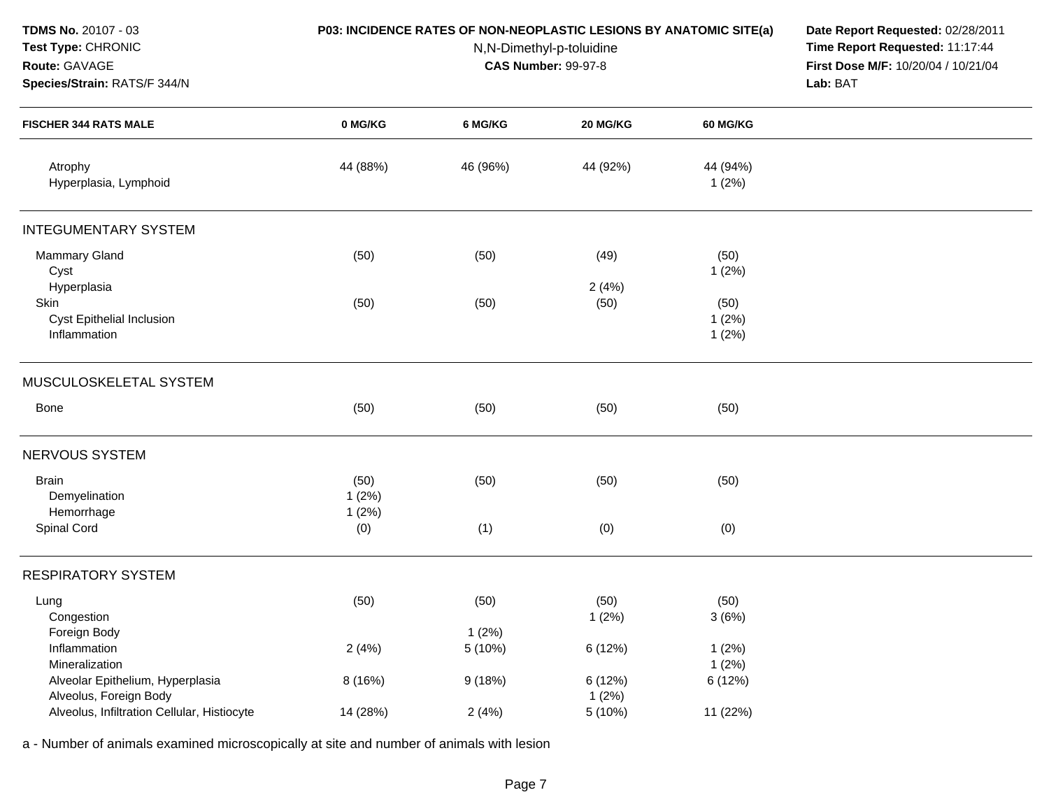**TDMS No.** 20107 - 03
**Test Type:** CHRONIC
**Route:** GAVAGE
**Species/Strain:** RATS/F 344/N

**P03: INCIDENCE RATES OF NON-NEOPLASTIC LESIONS BY ANATOMIC SITE(a)**
N,N-Dimethyl-p-toluidine
**CAS Number:** 99-97-8

**Date Report Requested:** 02/28/2011
**Time Report Requested:** 11:17:44
**First Dose M/F:** 10/20/04 / 10/21/04
**Lab:** BAT

| FISCHER 344 RATS MALE | 0 MG/KG | 6 MG/KG | 20 MG/KG | 60 MG/KG |
|---|---|---|---|---|
| Atrophy | 44 (88%) | 46 (96%) | 44 (92%) | 44 (94%) |
| Hyperplasia, Lymphoid | | | | 1 (2%) |
| **INTEGUMENTARY SYSTEM** | | | | |
| Mammary Gland | (50) | (50) | (49) | (50) |
| Cyst | | | | 1 (2%) |
| Hyperplasia | | | 2 (4%) | |
| Skin | (50) | (50) | (50) | (50) |
| Cyst Epithelial Inclusion | | | | 1 (2%) |
| Inflammation | | | | 1 (2%) |
| **MUSCULOSKELETAL SYSTEM** | | | | |
| Bone | (50) | (50) | (50) | (50) |
| **NERVOUS SYSTEM** | | | | |
| Brain | (50) | (50) | (50) | (50) |
| Demyelination | 1 (2%) | | | |
| Hemorrhage | 1 (2%) | | | |
| Spinal Cord | (0) | (1) | (0) | (0) |
| **RESPIRATORY SYSTEM** | | | | |
| Lung | (50) | (50) | (50) | (50) |
| Congestion | | | 1 (2%) | 3 (6%) |
| Foreign Body | | 1 (2%) | | |
| Inflammation | 2 (4%) | 5 (10%) | 6 (12%) | 1 (2%) |
| Mineralization | | | | 1 (2%) |
| Alveolar Epithelium, Hyperplasia | 8 (16%) | 9 (18%) | 6 (12%) | 6 (12%) |
| Alveolus, Foreign Body | | | 1 (2%) | |
| Alveolus, Infiltration Cellular, Histiocyte | 14 (28%) | 2 (4%) | 5 (10%) | 11 (22%) |

a - Number of animals examined microscopically at site and number of animals with lesion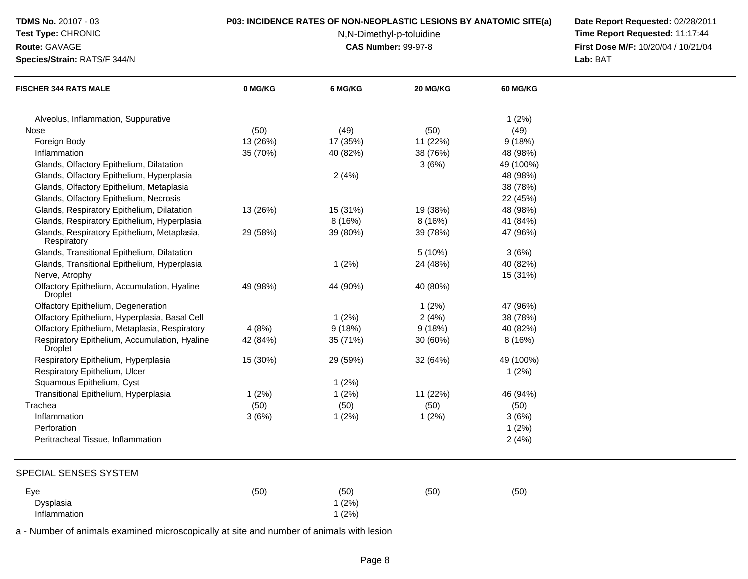**TDMS No.** 20107 - 03
**Test Type:** CHRONIC
**Route:** GAVAGE
**Species/Strain:** RATS/F 344/N

**P03: INCIDENCE RATES OF NON-NEOPLASTIC LESIONS BY ANATOMIC SITE(a)**
N,N-Dimethyl-p-toluidine
**CAS Number:** 99-97-8

**Date Report Requested:** 02/28/2011
**Time Report Requested:** 11:17:44
**First Dose M/F:** 10/20/04 / 10/21/04
**Lab:** BAT

| FISCHER 344 RATS MALE | 0 MG/KG | 6 MG/KG | 20 MG/KG | 60 MG/KG |
|---|---|---|---|---|
| Alveolus, Inflammation, Suppurative | | | | 1 (2%) |
| Nose | (50) | (49) | (50) | (49) |
| Foreign Body | 13 (26%) | 17 (35%) | 11 (22%) | 9 (18%) |
| Inflammation | 35 (70%) | 40 (82%) | 38 (76%) | 48 (98%) |
| Glands, Olfactory Epithelium, Dilatation | | | 3 (6%) | 49 (100%) |
| Glands, Olfactory Epithelium, Hyperplasia | | 2 (4%) | | 48 (98%) |
| Glands, Olfactory Epithelium, Metaplasia | | | | 38 (78%) |
| Glands, Olfactory Epithelium, Necrosis | | | | 22 (45%) |
| Glands, Respiratory Epithelium, Dilatation | 13 (26%) | 15 (31%) | 19 (38%) | 48 (98%) |
| Glands, Respiratory Epithelium, Hyperplasia | | 8 (16%) | 8 (16%) | 41 (84%) |
| Glands, Respiratory Epithelium, Metaplasia, Respiratory | 29 (58%) | 39 (80%) | 39 (78%) | 47 (96%) |
| Glands, Transitional Epithelium, Dilatation | | | 5 (10%) | 3 (6%) |
| Glands, Transitional Epithelium, Hyperplasia | | 1 (2%) | 24 (48%) | 40 (82%) |
| Nerve, Atrophy | | | | 15 (31%) |
| Olfactory Epithelium, Accumulation, Hyaline Droplet | 49 (98%) | 44 (90%) | 40 (80%) | |
| Olfactory Epithelium, Degeneration | | | 1 (2%) | 47 (96%) |
| Olfactory Epithelium, Hyperplasia, Basal Cell | | 1 (2%) | 2 (4%) | 38 (78%) |
| Olfactory Epithelium, Metaplasia, Respiratory | 4 (8%) | 9 (18%) | 9 (18%) | 40 (82%) |
| Respiratory Epithelium, Accumulation, Hyaline Droplet | 42 (84%) | 35 (71%) | 30 (60%) | 8 (16%) |
| Respiratory Epithelium, Hyperplasia | 15 (30%) | 29 (59%) | 32 (64%) | 49 (100%) |
| Respiratory Epithelium, Ulcer | | | | 1 (2%) |
| Squamous Epithelium, Cyst | | 1 (2%) | | |
| Transitional Epithelium, Hyperplasia | 1 (2%) | 1 (2%) | 11 (22%) | 46 (94%) |
| Trachea | (50) | (50) | (50) | (50) |
| Inflammation | 3 (6%) | 1 (2%) | 1 (2%) | 3 (6%) |
| Perforation | | | | 1 (2%) |
| Peritracheal Tissue, Inflammation | | | | 2 (4%) |

SPECIAL SENSES SYSTEM

| | 0 MG/KG | 6 MG/KG | 20 MG/KG | 60 MG/KG |
|---|---|---|---|---|
| Eye | (50) | (50) | (50) | (50) |
| Dysplasia | | 1 (2%) | | |
| Inflammation | | 1 (2%) | | |

a - Number of animals examined microscopically at site and number of animals with lesion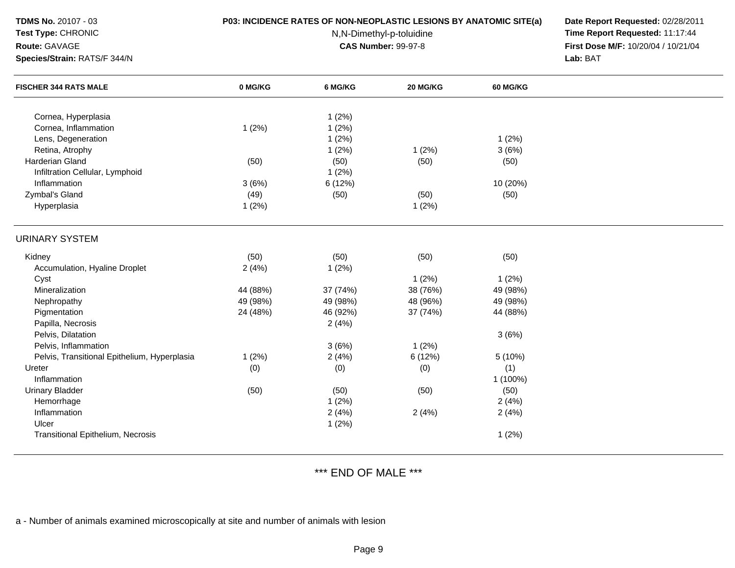**TDMS No.** 20107 - 03
**Test Type:** CHRONIC
**Route:** GAVAGE
**Species/Strain:** RATS/F 344/N

**P03: INCIDENCE RATES OF NON-NEOPLASTIC LESIONS BY ANATOMIC SITE(a)**
N,N-Dimethyl-p-toluidine
**CAS Number:** 99-97-8

**Date Report Requested:** 02/28/2011
**Time Report Requested:** 11:17:44
**First Dose M/F:** 10/20/04 / 10/21/04
**Lab:** BAT

| FISCHER 344 RATS MALE | 0 MG/KG | 6 MG/KG | 20 MG/KG | 60 MG/KG |
|---|---|---|---|---|
| Cornea, Hyperplasia | | 1 (2%) | | |
| Cornea, Inflammation | 1 (2%) | 1 (2%) | | |
| Lens, Degeneration | | 1 (2%) | | 1 (2%) |
| Retina, Atrophy | | 1 (2%) | 1 (2%) | 3 (6%) |
| Harderian Gland | (50) | (50) | (50) | (50) |
| Infiltration Cellular, Lymphoid | | 1 (2%) | | |
| Inflammation | 3 (6%) | 6 (12%) | | 10 (20%) |
| Zymbal's Gland | (49) | (50) | (50) | (50) |
| Hyperplasia | 1 (2%) | | 1 (2%) | |
| **URINARY SYSTEM** | | | | |
| Kidney | (50) | (50) | (50) | (50) |
| Accumulation, Hyaline Droplet | 2 (4%) | 1 (2%) | | |
| Cyst | | | 1 (2%) | 1 (2%) |
| Mineralization | 44 (88%) | 37 (74%) | 38 (76%) | 49 (98%) |
| Nephropathy | 49 (98%) | 49 (98%) | 48 (96%) | 49 (98%) |
| Pigmentation | 24 (48%) | 46 (92%) | 37 (74%) | 44 (88%) |
| Papilla, Necrosis | | 2 (4%) | | |
| Pelvis, Dilatation | | | | 3 (6%) |
| Pelvis, Inflammation | | 3 (6%) | 1 (2%) | |
| Pelvis, Transitional Epithelium, Hyperplasia | 1 (2%) | 2 (4%) | 6 (12%) | 5 (10%) |
| Ureter | (0) | (0) | (0) | (1) |
| Inflammation | | | | 1 (100%) |
| Urinary Bladder | (50) | (50) | (50) | (50) |
| Hemorrhage | | 1 (2%) | | 2 (4%) |
| Inflammation | | 2 (4%) | 2 (4%) | 2 (4%) |
| Ulcer | | 1 (2%) | | |
| Transitional Epithelium, Necrosis | | | | 1 (2%) |

*** END OF MALE ***

a - Number of animals examined microscopically at site and number of animals with lesion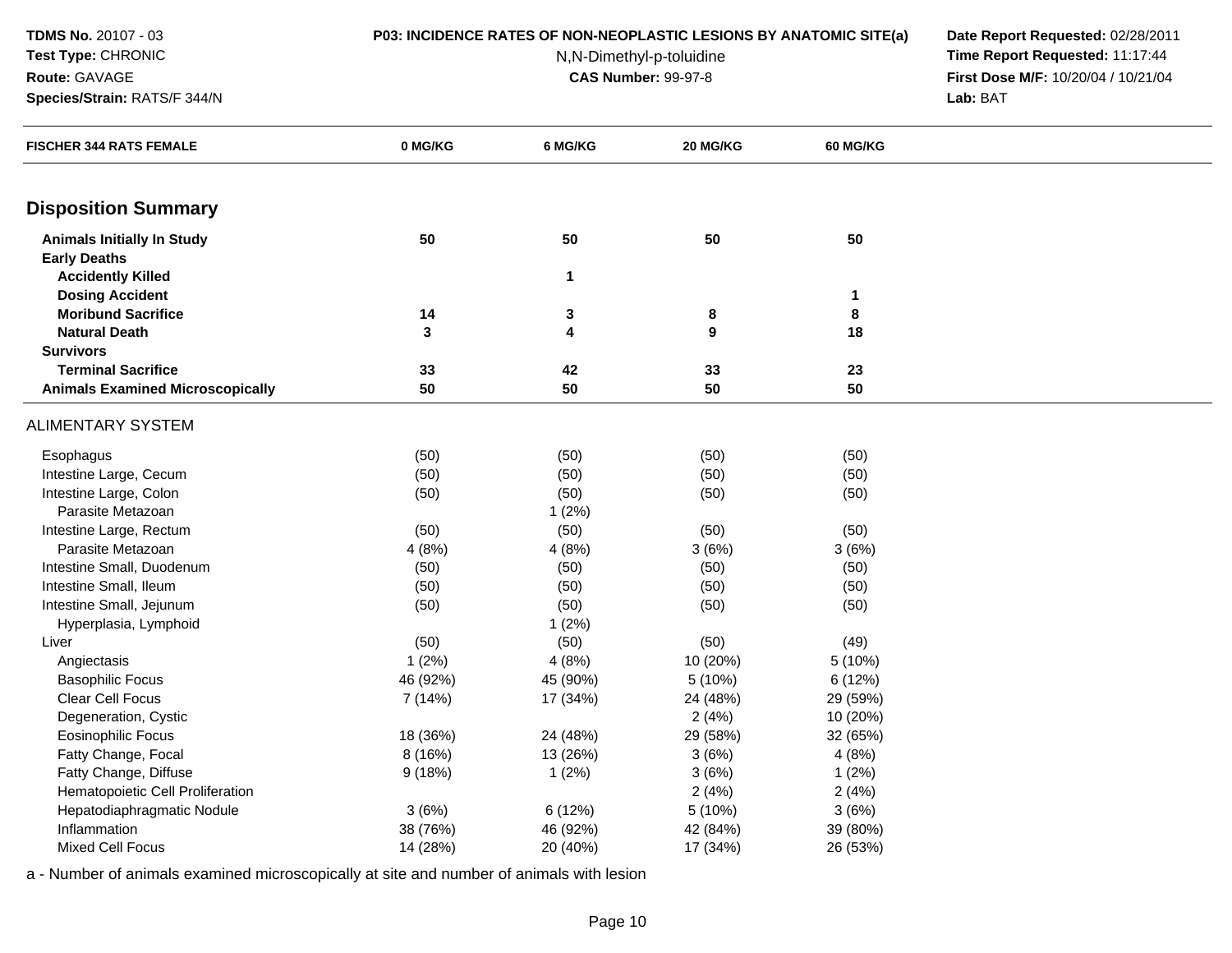**TDMS No.** 20107 - 03
**Test Type:** CHRONIC
**Route:** GAVAGE
**Species/Strain:** RATS/F 344/N

**P03: INCIDENCE RATES OF NON-NEOPLASTIC LESIONS BY ANATOMIC SITE(a)**
N,N-Dimethyl-p-toluidine
**CAS Number:** 99-97-8

**Date Report Requested:** 02/28/2011
**Time Report Requested:** 11:17:44
**First Dose M/F:** 10/20/04 / 10/21/04
**Lab:** BAT

| FISCHER 344 RATS FEMALE | 0 MG/KG | 6 MG/KG | 20 MG/KG | 60 MG/KG |
|---|---|---|---|---|
| **Disposition Summary** | | | | |
| **Animals Initially In Study** | 50 | 50 | 50 | 50 |
| **Early Deaths** | | | | |
| **Accidently Killed** | | 1 | | |
| **Dosing Accident** | | | | 1 |
| **Moribund Sacrifice** | 14 | 3 | 8 | 8 |
| **Natural Death** | 3 | 4 | 9 | 18 |
| **Survivors** | | | | |
| **Terminal Sacrifice** | 33 | 42 | 33 | 23 |
| **Animals Examined Microscopically** | 50 | 50 | 50 | 50 |
| ALIMENTARY SYSTEM | | | | |
| Esophagus | (50) | (50) | (50) | (50) |
| Intestine Large, Cecum | (50) | (50) | (50) | (50) |
| Intestine Large, Colon | (50) | (50) | (50) | (50) |
| Parasite Metazoan | | 1 (2%) | | |
| Intestine Large, Rectum | (50) | (50) | (50) | (50) |
| Parasite Metazoan | 4 (8%) | 4 (8%) | 3 (6%) | 3 (6%) |
| Intestine Small, Duodenum | (50) | (50) | (50) | (50) |
| Intestine Small, Ileum | (50) | (50) | (50) | (50) |
| Intestine Small, Jejunum | (50) | (50) | (50) | (50) |
| Hyperplasia, Lymphoid | | 1 (2%) | | |
| Liver | (50) | (50) | (50) | (49) |
| Angiectasis | 1 (2%) | 4 (8%) | 10 (20%) | 5 (10%) |
| Basophilic Focus | 46 (92%) | 45 (90%) | 5 (10%) | 6 (12%) |
| Clear Cell Focus | 7 (14%) | 17 (34%) | 24 (48%) | 29 (59%) |
| Degeneration, Cystic | | | 2 (4%) | 10 (20%) |
| Eosinophilic Focus | 18 (36%) | 24 (48%) | 29 (58%) | 32 (65%) |
| Fatty Change, Focal | 8 (16%) | 13 (26%) | 3 (6%) | 4 (8%) |
| Fatty Change, Diffuse | 9 (18%) | 1 (2%) | 3 (6%) | 1 (2%) |
| Hematopoietic Cell Proliferation | | | 2 (4%) | 2 (4%) |
| Hepatodiaphragmatic Nodule | 3 (6%) | 6 (12%) | 5 (10%) | 3 (6%) |
| Inflammation | 38 (76%) | 46 (92%) | 42 (84%) | 39 (80%) |
| Mixed Cell Focus | 14 (28%) | 20 (40%) | 17 (34%) | 26 (53%) |

a - Number of animals examined microscopically at site and number of animals with lesion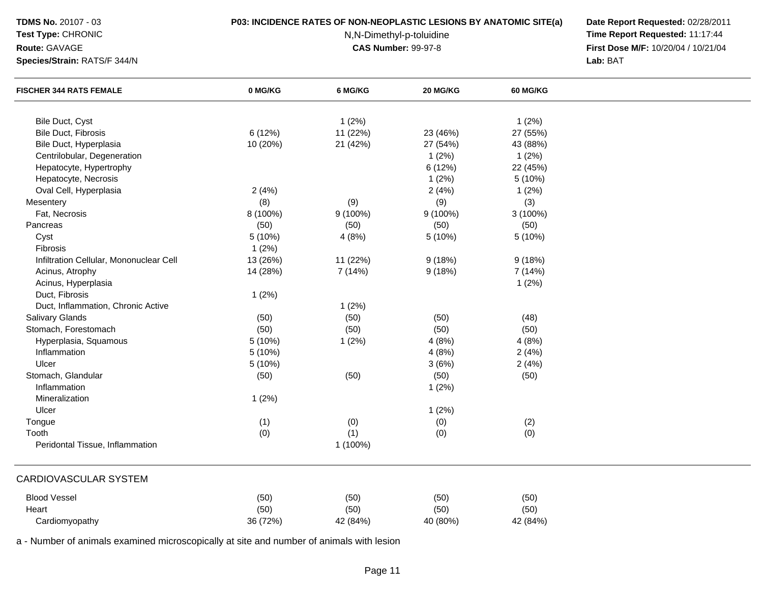**TDMS No.** 20107 - 03
**Test Type:** CHRONIC
**Route:** GAVAGE
**Species/Strain:** RATS/F 344/N

**P03: INCIDENCE RATES OF NON-NEOPLASTIC LESIONS BY ANATOMIC SITE(a)**
N,N-Dimethyl-p-toluidine
**CAS Number:** 99-97-8

**Date Report Requested:** 02/28/2011
**Time Report Requested:** 11:17:44
**First Dose M/F:** 10/20/04 / 10/21/04
**Lab:** BAT

| FISCHER 344 RATS FEMALE | 0 MG/KG | 6 MG/KG | 20 MG/KG | 60 MG/KG |
|---|---|---|---|---|
| Bile Duct, Cyst | | 1 (2%) | | 1 (2%) |
| Bile Duct, Fibrosis | 6 (12%) | 11 (22%) | 23 (46%) | 27 (55%) |
| Bile Duct, Hyperplasia | 10 (20%) | 21 (42%) | 27 (54%) | 43 (88%) |
| Centrilobular, Degeneration | | | 1 (2%) | 1 (2%) |
| Hepatocyte, Hypertrophy | | | 6 (12%) | 22 (45%) |
| Hepatocyte, Necrosis | | | 1 (2%) | 5 (10%) |
| Oval Cell, Hyperplasia | 2 (4%) | | 2 (4%) | 1 (2%) |
| Mesentery | (8) | (9) | (9) | (3) |
| Fat, Necrosis | 8 (100%) | 9 (100%) | 9 (100%) | 3 (100%) |
| Pancreas | (50) | (50) | (50) | (50) |
| Cyst | 5 (10%) | 4 (8%) | 5 (10%) | 5 (10%) |
| Fibrosis | 1 (2%) | | | |
| Infiltration Cellular, Mononuclear Cell | 13 (26%) | 11 (22%) | 9 (18%) | 9 (18%) |
| Acinus, Atrophy | 14 (28%) | 7 (14%) | 9 (18%) | 7 (14%) |
| Acinus, Hyperplasia | | | | 1 (2%) |
| Duct, Fibrosis | 1 (2%) | | | |
| Duct, Inflammation, Chronic Active | | 1 (2%) | | |
| Salivary Glands | (50) | (50) | (50) | (48) |
| Stomach, Forestomach | (50) | (50) | (50) | (50) |
| Hyperplasia, Squamous | 5 (10%) | 1 (2%) | 4 (8%) | 4 (8%) |
| Inflammation | 5 (10%) | | 4 (8%) | 2 (4%) |
| Ulcer | 5 (10%) | | 3 (6%) | 2 (4%) |
| Stomach, Glandular | (50) | (50) | (50) | (50) |
| Inflammation | | | 1 (2%) | |
| Mineralization | 1 (2%) | | | |
| Ulcer | | | 1 (2%) | |
| Tongue | (1) | (0) | (0) | (2) |
| Tooth | (0) | (1) | (0) | (0) |
| Peridontal Tissue, Inflammation | | 1 (100%) | | |
| **CARDIOVASCULAR SYSTEM** | | | | |
| Blood Vessel | (50) | (50) | (50) | (50) |
| Heart | (50) | (50) | (50) | (50) |
| Cardiomyopathy | 36 (72%) | 42 (84%) | 40 (80%) | 42 (84%) |

a - Number of animals examined microscopically at site and number of animals with lesion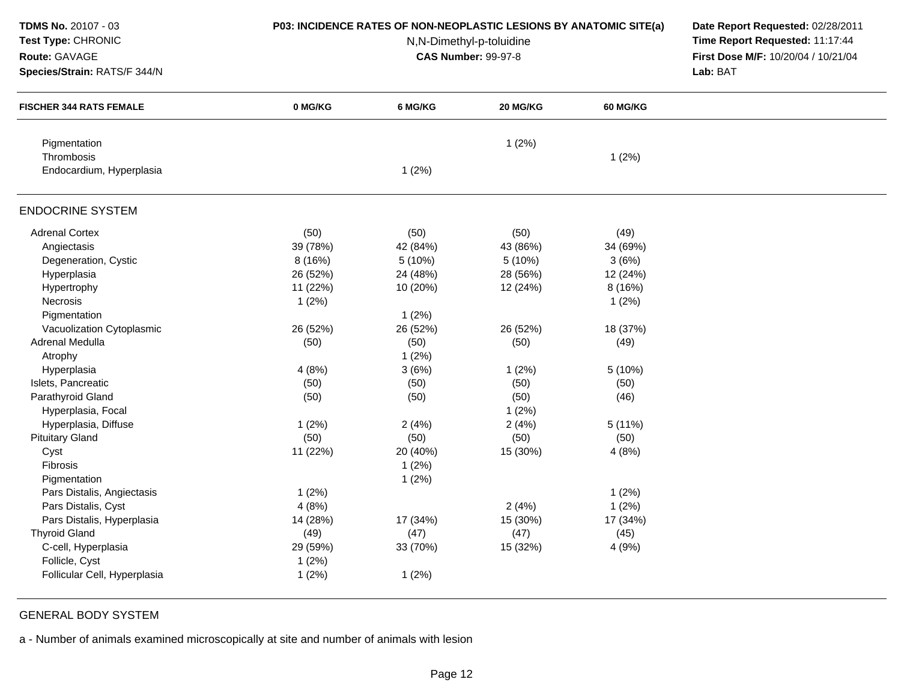**TDMS No.** 20107 - 03
**Test Type:** CHRONIC
**Route:** GAVAGE
**Species/Strain:** RATS/F 344/N

**P03: INCIDENCE RATES OF NON-NEOPLASTIC LESIONS BY ANATOMIC SITE(a)**
N,N-Dimethyl-p-toluidine
**CAS Number:** 99-97-8

**Date Report Requested:** 02/28/2011
**Time Report Requested:** 11:17:44
**First Dose M/F:** 10/20/04 / 10/21/04
**Lab:** BAT

| FISCHER 344 RATS FEMALE | 0 MG/KG | 6 MG/KG | 20 MG/KG | 60 MG/KG |
|---|---|---|---|---|
| Pigmentation | | | 1 (2%) | |
| Thrombosis | | | | 1 (2%) |
| Endocardium, Hyperplasia | | 1 (2%) | | |
| **ENDOCRINE SYSTEM** | | | | |
| Adrenal Cortex | (50) | (50) | (50) | (49) |
| Angiectasis | 39 (78%) | 42 (84%) | 43 (86%) | 34 (69%) |
| Degeneration, Cystic | 8 (16%) | 5 (10%) | 5 (10%) | 3 (6%) |
| Hyperplasia | 26 (52%) | 24 (48%) | 28 (56%) | 12 (24%) |
| Hypertrophy | 11 (22%) | 10 (20%) | 12 (24%) | 8 (16%) |
| Necrosis | 1 (2%) | | | 1 (2%) |
| Pigmentation | | 1 (2%) | | |
| Vacuolization Cytoplasmic | 26 (52%) | 26 (52%) | 26 (52%) | 18 (37%) |
| Adrenal Medulla | (50) | (50) | (50) | (49) |
| Atrophy | | 1 (2%) | | |
| Hyperplasia | 4 (8%) | 3 (6%) | 1 (2%) | 5 (10%) |
| Islets, Pancreatic | (50) | (50) | (50) | (50) |
| Parathyroid Gland | (50) | (50) | (50) | (46) |
| Hyperplasia, Focal | | | 1 (2%) | |
| Hyperplasia, Diffuse | 1 (2%) | 2 (4%) | 2 (4%) | 5 (11%) |
| Pituitary Gland | (50) | (50) | (50) | (50) |
| Cyst | 11 (22%) | 20 (40%) | 15 (30%) | 4 (8%) |
| Fibrosis | | 1 (2%) | | |
| Pigmentation | | 1 (2%) | | |
| Pars Distalis, Angiectasis | 1 (2%) | | | 1 (2%) |
| Pars Distalis, Cyst | 4 (8%) | | 2 (4%) | 1 (2%) |
| Pars Distalis, Hyperplasia | 14 (28%) | 17 (34%) | 15 (30%) | 17 (34%) |
| Thyroid Gland | (49) | (47) | (47) | (45) |
| C-cell, Hyperplasia | 29 (59%) | 33 (70%) | 15 (32%) | 4 (9%) |
| Follicle, Cyst | 1 (2%) | | | |
| Follicular Cell, Hyperplasia | 1 (2%) | 1 (2%) | | |

GENERAL BODY SYSTEM

a - Number of animals examined microscopically at site and number of animals with lesion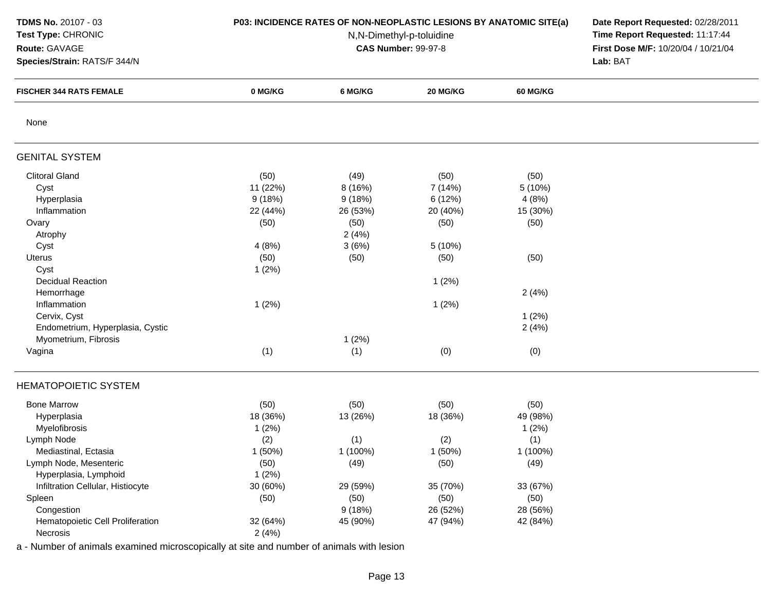**TDMS No.** 20107 - 03
**Test Type:** CHRONIC
**Route:** GAVAGE
**Species/Strain:** RATS/F 344/N

**P03: INCIDENCE RATES OF NON-NEOPLASTIC LESIONS BY ANATOMIC SITE(a)**
N,N-Dimethyl-p-toluidine
**CAS Number:** 99-97-8

**Date Report Requested:** 02/28/2011
**Time Report Requested:** 11:17:44
**First Dose M/F:** 10/20/04 / 10/21/04
**Lab:** BAT

| FISCHER 344 RATS FEMALE | 0 MG/KG | 6 MG/KG | 20 MG/KG | 60 MG/KG |
|---|---|---|---|---|
| None | | | | |
| **GENITAL SYSTEM** | | | | |
| Clitoral Gland | (50) | (49) | (50) | (50) |
| Cyst | 11 (22%) | 8 (16%) | 7 (14%) | 5 (10%) |
| Hyperplasia | 9 (18%) | 9 (18%) | 6 (12%) | 4 (8%) |
| Inflammation | 22 (44%) | 26 (53%) | 20 (40%) | 15 (30%) |
| Ovary | (50) | (50) | (50) | (50) |
| Atrophy | | 2 (4%) | | |
| Cyst | 4 (8%) | 3 (6%) | 5 (10%) | |
| Uterus | (50) | (50) | (50) | (50) |
| Cyst | 1 (2%) | | | |
| Decidual Reaction | | | 1 (2%) | |
| Hemorrhage | | | | 2 (4%) |
| Inflammation | 1 (2%) | | 1 (2%) | |
| Cervix, Cyst | | | | 1 (2%) |
| Endometrium, Hyperplasia, Cystic | | | | 2 (4%) |
| Myometrium, Fibrosis | | 1 (2%) | | |
| Vagina | (1) | (1) | (0) | (0) |
| **HEMATOPOIETIC SYSTEM** | | | | |
| Bone Marrow | (50) | (50) | (50) | (50) |
| Hyperplasia | 18 (36%) | 13 (26%) | 18 (36%) | 49 (98%) |
| Myelofibrosis | 1 (2%) | | | 1 (2%) |
| Lymph Node | (2) | (1) | (2) | (1) |
| Mediastinal, Ectasia | 1 (50%) | 1 (100%) | 1 (50%) | 1 (100%) |
| Lymph Node, Mesenteric | (50) | (49) | (50) | (49) |
| Hyperplasia, Lymphoid | 1 (2%) | | | |
| Infiltration Cellular, Histiocyte | 30 (60%) | 29 (59%) | 35 (70%) | 33 (67%) |
| Spleen | (50) | (50) | (50) | (50) |
| Congestion | | 9 (18%) | 26 (52%) | 28 (56%) |
| Hematopoietic Cell Proliferation | 32 (64%) | 45 (90%) | 47 (94%) | 42 (84%) |
| Necrosis | 2 (4%) | | | |

a - Number of animals examined microscopically at site and number of animals with lesion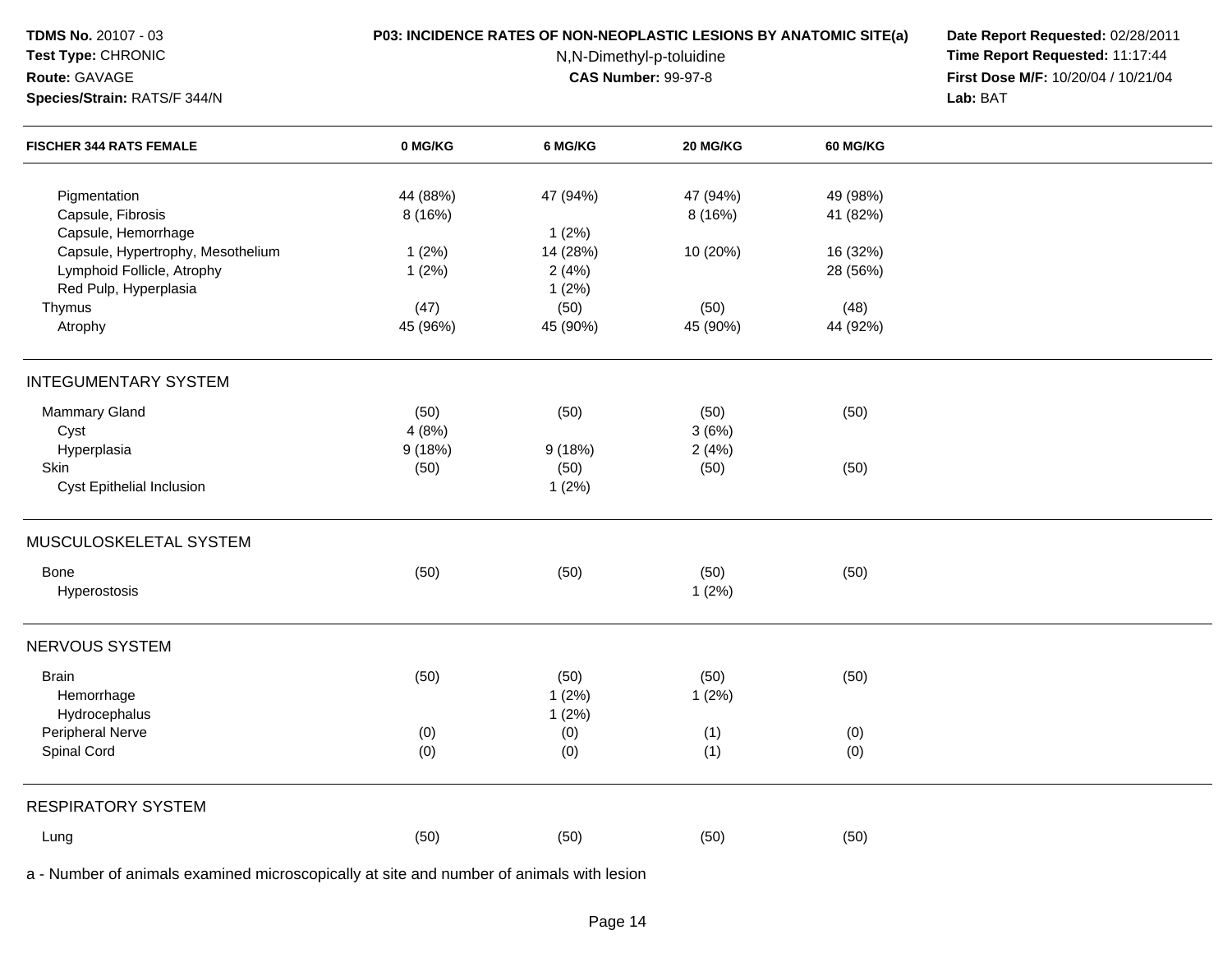**TDMS No.** 20107 - 03
**Test Type:** CHRONIC
**Route:** GAVAGE
**Species/Strain:** RATS/F 344/N

**P03: INCIDENCE RATES OF NON-NEOPLASTIC LESIONS BY ANATOMIC SITE(a)**
N,N-Dimethyl-p-toluidine
**CAS Number:** 99-97-8

**Date Report Requested:** 02/28/2011
**Time Report Requested:** 11:17:44
**First Dose M/F:** 10/20/04 / 10/21/04
**Lab:** BAT

| FISCHER 344 RATS FEMALE | 0 MG/KG | 6 MG/KG | 20 MG/KG | 60 MG/KG |
|---|---|---|---|---|
| Pigmentation | 44 (88%) | 47 (94%) | 47 (94%) | 49 (98%) |
| Capsule, Fibrosis | 8 (16%) | | 8 (16%) | 41 (82%) |
| Capsule, Hemorrhage | | 1 (2%) | | |
| Capsule, Hypertrophy, Mesothelium | 1 (2%) | 14 (28%) | 10 (20%) | 16 (32%) |
| Lymphoid Follicle, Atrophy | 1 (2%) | 2 (4%) | | 28 (56%) |
| Red Pulp, Hyperplasia | | 1 (2%) | | |
| Thymus | (47) | (50) | (50) | (48) |
| Atrophy | 45 (96%) | 45 (90%) | 45 (90%) | 44 (92%) |
| **INTEGUMENTARY SYSTEM** | | | | |
| Mammary Gland | (50) | (50) | (50) | (50) |
| Cyst | 4 (8%) | | 3 (6%) | |
| Hyperplasia | 9 (18%) | 9 (18%) | 2 (4%) | |
| Skin | (50) | (50) | (50) | (50) |
| Cyst Epithelial Inclusion | | 1 (2%) | | |
| **MUSCULOSKELETAL SYSTEM** | | | | |
| Bone | (50) | (50) | (50) | (50) |
| Hyperostosis | | | 1 (2%) | |
| **NERVOUS SYSTEM** | | | | |
| Brain | (50) | (50) | (50) | (50) |
| Hemorrhage | | 1 (2%) | 1 (2%) | |
| Hydrocephalus | | 1 (2%) | | |
| Peripheral Nerve | (0) | (0) | (1) | (0) |
| Spinal Cord | (0) | (0) | (1) | (0) |
| **RESPIRATORY SYSTEM** | | | | |
| Lung | (50) | (50) | (50) | (50) |

a - Number of animals examined microscopically at site and number of animals with lesion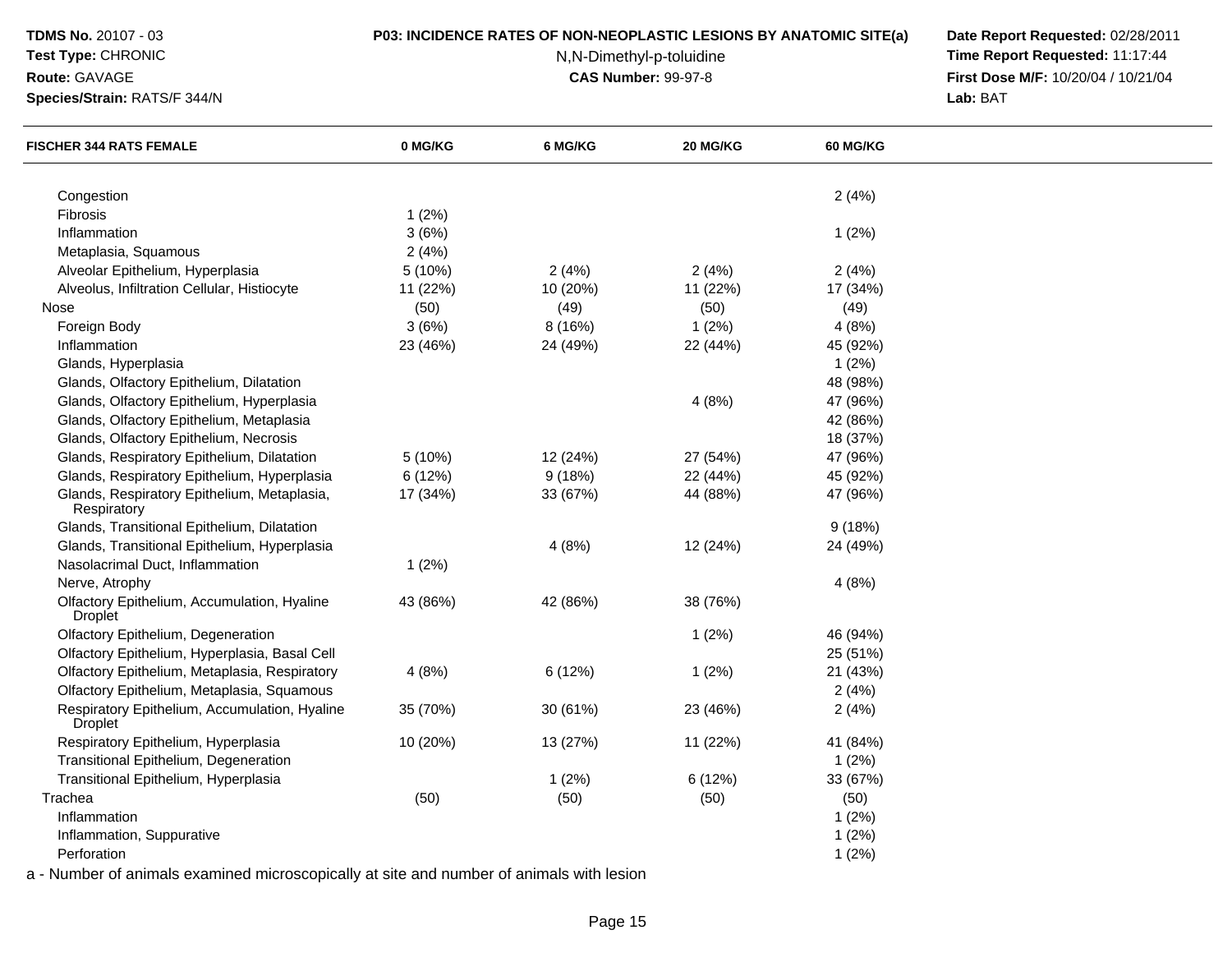| FISCHER 344 RATS FEMALE | 0 MG/KG | 6 MG/KG | 20 MG/KG | 60 MG/KG |
|---|---|---|---|---|
| Congestion | | | | 2 (4%) |
| Fibrosis | 1 (2%) | | | |
| Inflammation | 3 (6%) | | | 1 (2%) |
| Metaplasia, Squamous | 2 (4%) | | | |
| Alveolar Epithelium, Hyperplasia | 5 (10%) | 2 (4%) | 2 (4%) | 2 (4%) |
| Alveolus, Infiltration Cellular, Histiocyte | 11 (22%) | 10 (20%) | 11 (22%) | 17 (34%) |
| Nose | (50) | (49) | (50) | (49) |
| Foreign Body | 3 (6%) | 8 (16%) | 1 (2%) | 4 (8%) |
| Inflammation | 23 (46%) | 24 (49%) | 22 (44%) | 45 (92%) |
| Glands, Hyperplasia | | | | 1 (2%) |
| Glands, Olfactory Epithelium, Dilatation | | | | 48 (98%) |
| Glands, Olfactory Epithelium, Hyperplasia | | | 4 (8%) | 47 (96%) |
| Glands, Olfactory Epithelium, Metaplasia | | | | 42 (86%) |
| Glands, Olfactory Epithelium, Necrosis | | | | 18 (37%) |
| Glands, Respiratory Epithelium, Dilatation | 5 (10%) | 12 (24%) | 27 (54%) | 47 (96%) |
| Glands, Respiratory Epithelium, Hyperplasia | 6 (12%) | 9 (18%) | 22 (44%) | 45 (92%) |
| Glands, Respiratory Epithelium, Metaplasia, Respiratory | 17 (34%) | 33 (67%) | 44 (88%) | 47 (96%) |
| Glands, Transitional Epithelium, Dilatation | | | | 9 (18%) |
| Glands, Transitional Epithelium, Hyperplasia | | 4 (8%) | 12 (24%) | 24 (49%) |
| Nasolacrimal Duct, Inflammation | 1 (2%) | | | |
| Nerve, Atrophy | | | | 4 (8%) |
| Olfactory Epithelium, Accumulation, Hyaline Droplet | 43 (86%) | 42 (86%) | 38 (76%) | |
| Olfactory Epithelium, Degeneration | | | 1 (2%) | 46 (94%) |
| Olfactory Epithelium, Hyperplasia, Basal Cell | | | | 25 (51%) |
| Olfactory Epithelium, Metaplasia, Respiratory | 4 (8%) | 6 (12%) | 1 (2%) | 21 (43%) |
| Olfactory Epithelium, Metaplasia, Squamous | | | | 2 (4%) |
| Respiratory Epithelium, Accumulation, Hyaline Droplet | 35 (70%) | 30 (61%) | 23 (46%) | 2 (4%) |
| Respiratory Epithelium, Hyperplasia | 10 (20%) | 13 (27%) | 11 (22%) | 41 (84%) |
| Transitional Epithelium, Degeneration | | | | 1 (2%) |
| Transitional Epithelium, Hyperplasia | | 1 (2%) | 6 (12%) | 33 (67%) |
| Trachea | (50) | (50) | (50) | (50) |
| Inflammation | | | | 1 (2%) |
| Inflammation, Suppurative | | | | 1 (2%) |
| Perforation | | | | 1 (2%) |

a - Number of animals examined microscopically at site and number of animals with lesion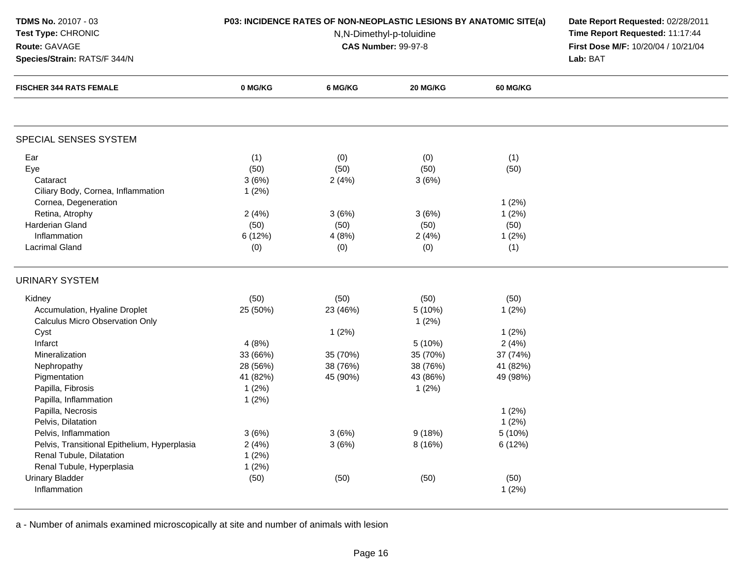**TDMS No.** 20107 - 03
**Test Type:** CHRONIC
**Route:** GAVAGE
**Species/Strain:** RATS/F 344/N

**P03: INCIDENCE RATES OF NON-NEOPLASTIC LESIONS BY ANATOMIC SITE(a)**
N,N-Dimethyl-p-toluidine
**CAS Number:** 99-97-8

**Date Report Requested:** 02/28/2011
**Time Report Requested:** 11:17:44
**First Dose M/F:** 10/20/04 / 10/21/04
**Lab:** BAT

| FISCHER 344 RATS FEMALE | 0 MG/KG | 6 MG/KG | 20 MG/KG | 60 MG/KG |
|---|---|---|---|---|
| **SPECIAL SENSES SYSTEM** | | | | |
| Ear | (1) | (0) | (0) | (1) |
| Eye | (50) | (50) | (50) | (50) |
| Cataract | 3 (6%) | 2 (4%) | 3 (6%) | |
| Ciliary Body, Cornea, Inflammation | 1 (2%) | | | |
| Cornea, Degeneration | | | | 1 (2%) |
| Retina, Atrophy | 2 (4%) | 3 (6%) | 3 (6%) | 1 (2%) |
| Harderian Gland | (50) | (50) | (50) | (50) |
| Inflammation | 6 (12%) | 4 (8%) | 2 (4%) | 1 (2%) |
| Lacrimal Gland | (0) | (0) | (0) | (1) |
| **URINARY SYSTEM** | | | | |
| Kidney | (50) | (50) | (50) | (50) |
| Accumulation, Hyaline Droplet | 25 (50%) | 23 (46%) | 5 (10%) | 1 (2%) |
| Calculus Micro Observation Only | | | 1 (2%) | |
| Cyst | | 1 (2%) | | 1 (2%) |
| Infarct | 4 (8%) | | 5 (10%) | 2 (4%) |
| Mineralization | 33 (66%) | 35 (70%) | 35 (70%) | 37 (74%) |
| Nephropathy | 28 (56%) | 38 (76%) | 38 (76%) | 41 (82%) |
| Pigmentation | 41 (82%) | 45 (90%) | 43 (86%) | 49 (98%) |
| Papilla, Fibrosis | 1 (2%) | | 1 (2%) | |
| Papilla, Inflammation | 1 (2%) | | | |
| Papilla, Necrosis | | | | 1 (2%) |
| Pelvis, Dilatation | | | | 1 (2%) |
| Pelvis, Inflammation | 3 (6%) | 3 (6%) | 9 (18%) | 5 (10%) |
| Pelvis, Transitional Epithelium, Hyperplasia | 2 (4%) | 3 (6%) | 8 (16%) | 6 (12%) |
| Renal Tubule, Dilatation | 1 (2%) | | | |
| Renal Tubule, Hyperplasia | 1 (2%) | | | |
| Urinary Bladder | (50) | (50) | (50) | (50) |
| Inflammation | | | | 1 (2%) |

a - Number of animals examined microscopically at site and number of animals with lesion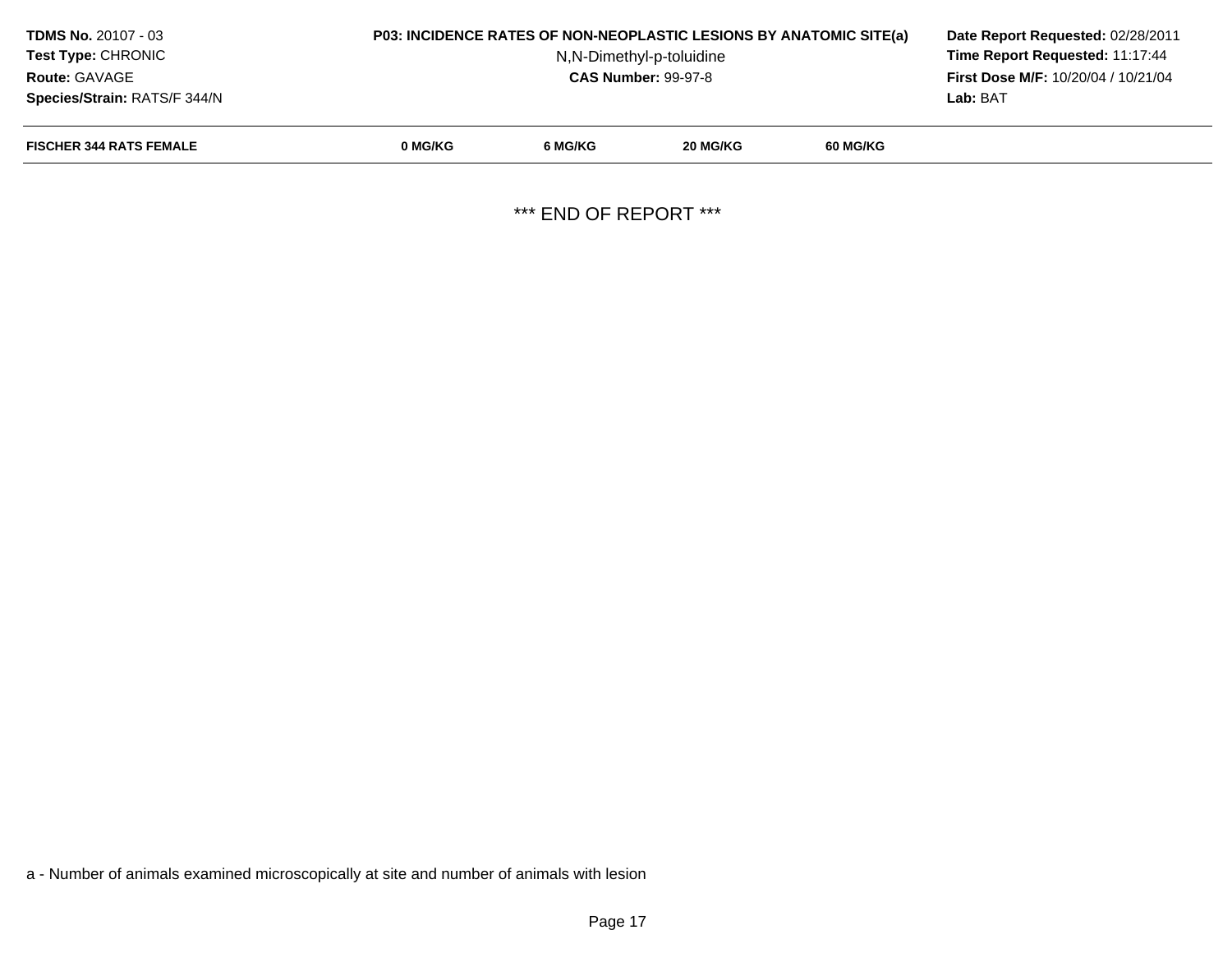| FISCHER 344 RATS FEMALE | 0 MG/KG | 6 MG/KG | 20 MG/KG | 60 MG/KG |
|---|---|---|---|---|

*** END OF REPORT ***

a - Number of animals examined microscopically at site and number of animals with lesion